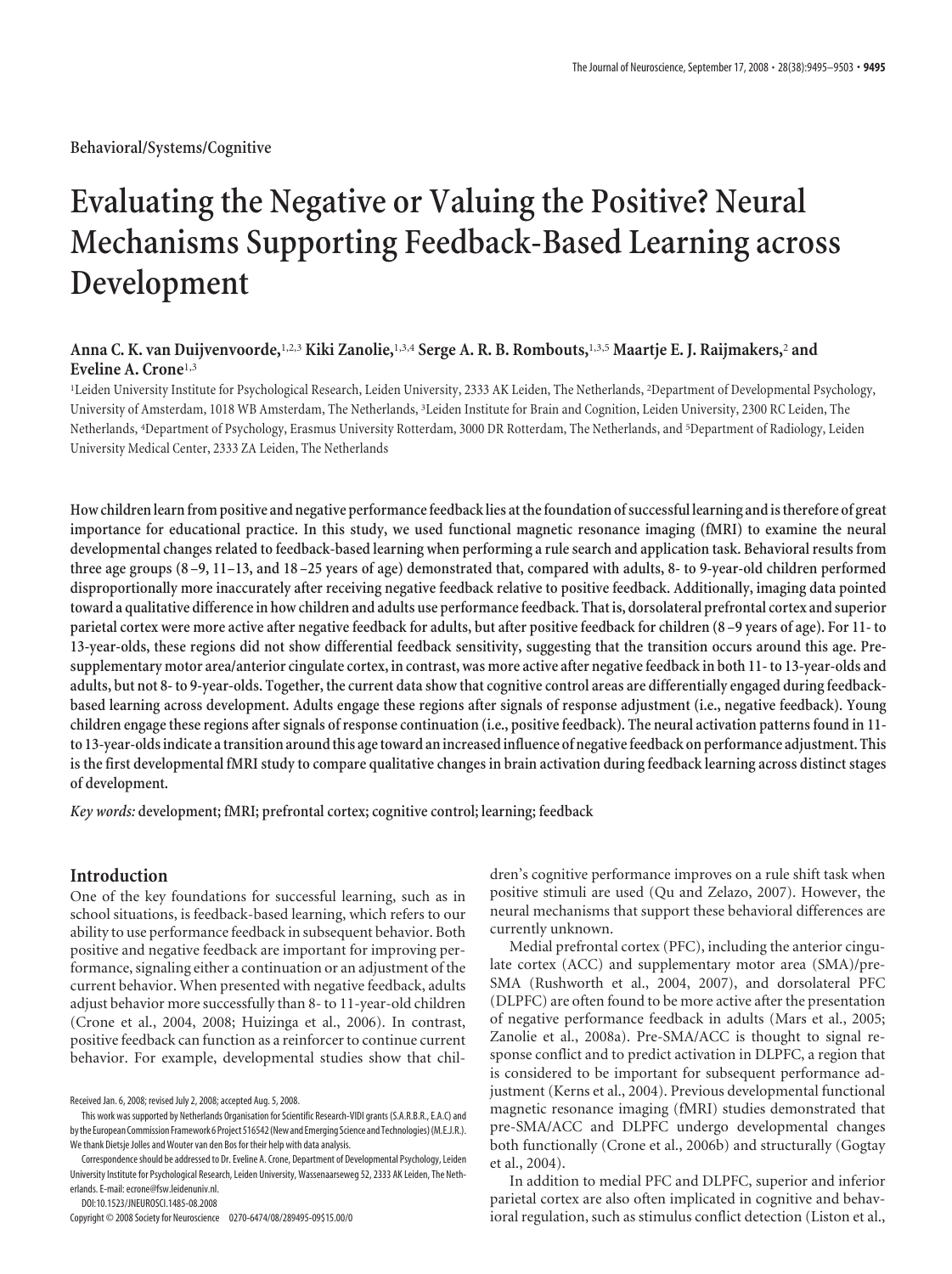Behavioral/Systems/Cognitive

# Evaluating the Negative or Valuing the Positive? Neural Mechanisms Supporting Feedback-Based Learning across Development

**Anna C. K. van Duijvenvoorde,[1,2,3] Kiki Zanolie,[1,3,4] Serge A. R. B. Rombouts,[1,3,5] Maartje E. J. Raijmakers,[2] and Eveline A. Crone[1,3]**

[1]Leiden University Institute for Psychological Research, Leiden University, 2333 AK Leiden, The Netherlands, [2]Department of Developmental Psychology, University of Amsterdam, 1018 WB Amsterdam, The Netherlands, [3]Leiden Institute for Brain and Cognition, Leiden University, 2300 RC Leiden, The Netherlands, [4]Department of Psychology, Erasmus University Rotterdam, 3000 DR Rotterdam, The Netherlands, and [5]Department of Radiology, Leiden University Medical Center, 2333 ZA Leiden, The Netherlands

**How children learn from positive and negative performance feedback lies at the foundation of successful learning and is therefore of great importance for educational practice. In this study, we used functional magnetic resonance imaging (fMRI) to examine the neural developmental changes related to feedback-based learning when performing a rule search and application task. Behavioral results from three age groups (8–9, 11–13, and 18–25 years of age) demonstrated that, compared with adults, 8- to 9-year-old children performed disproportionally more inaccurately after receiving negative feedback relative to positive feedback. Additionally, imaging data pointed toward a qualitative difference in how children and adults use performance feedback. That is, dorsolateral prefrontal cortex and superior parietal cortex were more active after negative feedback for adults, but after positive feedback for children (8–9 years of age). For 11- to 13-year-olds, these regions did not show differential feedback sensitivity, suggesting that the transition occurs around this age. Pre-supplementary motor area/anterior cingulate cortex, in contrast, was more active after negative feedback in both 11- to 13-year-olds and adults, but not 8- to 9-year-olds. Together, the current data show that cognitive control areas are differentially engaged during feedback-based learning across development. Adults engage these regions after signals of response adjustment (i.e., negative feedback). Young children engage these regions after signals of response continuation (i.e., positive feedback). The neural activation patterns found in 11- to 13-year-olds indicate a transition around this age toward an increased influence of negative feedback on performance adjustment. This is the first developmental fMRI study to compare qualitative changes in brain activation during feedback learning across distinct stages of development.**

*Key words:* **development; fMRI; prefrontal cortex; cognitive control; learning; feedback**

## Introduction

One of the key foundations for successful learning, such as in school situations, is feedback-based learning, which refers to our ability to use performance feedback in subsequent behavior. Both positive and negative feedback are important for improving performance, signaling either a continuation or an adjustment of the current behavior. When presented with negative feedback, adults adjust behavior more successfully than 8- to 11-year-old children (Crone et al., 2004, 2008; Huizinga et al., 2006). In contrast, positive feedback can function as a reinforcer to continue current behavior. For example, developmental studies show that children's cognitive performance improves on a rule shift task when positive stimuli are used (Qu and Zelazo, 2007). However, the neural mechanisms that support these behavioral differences are currently unknown.

Medial prefrontal cortex (PFC), including the anterior cingulate cortex (ACC) and supplementary motor area (SMA)/pre-SMA (Rushworth et al., 2004, 2007), and dorsolateral PFC (DLPFC) are often found to be more active after the presentation of negative performance feedback in adults (Mars et al., 2005; Zanolie et al., 2008a). Pre-SMA/ACC is thought to signal response conflict and to predict activation in DLPFC, a region that is considered to be important for subsequent performance adjustment (Kerns et al., 2004). Previous developmental functional magnetic resonance imaging (fMRI) studies demonstrated that pre-SMA/ACC and DLPFC undergo developmental changes both functionally (Crone et al., 2006b) and structurally (Gogtay et al., 2004).

In addition to medial PFC and DLPFC, superior and inferior parietal cortex are also often implicated in cognitive and behavioral regulation, such as stimulus conflict detection (Liston et al.,

Received Jan. 6, 2008; revised July 2, 2008; accepted Aug. 5, 2008.

This work was supported by Netherlands Organisation for Scientific Research-VIDI grants (S.A.R.B.R., E.A.C) and by the European Commission Framework 6 Project 516542 (New and Emerging Science and Technologies) (M.E.J.R.). We thank Dietsje Jolles and Wouter van den Bos for their help with data analysis.

Correspondence should be addressed to Dr. Eveline A. Crone, Department of Developmental Psychology, Leiden University Institute for Psychological Research, Leiden University, Wassenaarseweg 52, 2333 AK Leiden, The Netherlands. E-mail: ecrone@fsw.leidenuniv.nl.

DOI:10.1523/JNEUROSCI.1485-08.2008

Copyright © 2008 Society for Neuroscience 0270-6474/08/289495-09$15.00/0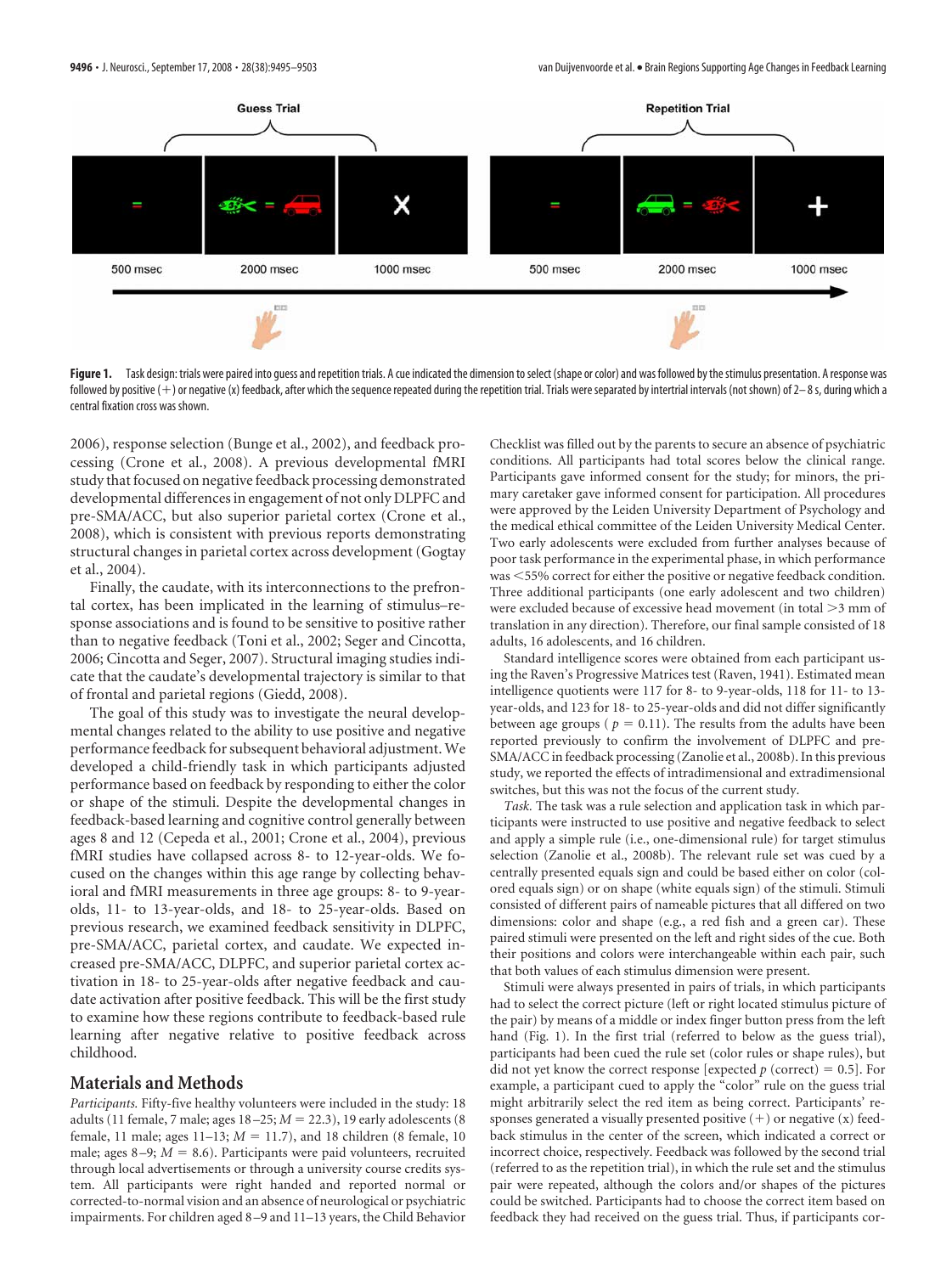Figure 1. Task design: trials were paired into guess and repetition trials. A cue indicated the dimension to select (shape or color) and was followed by the stimulus presentation. A response was followed by positive (+) or negative (x) feedback, after which the sequence repeated during the repetition trial. Trials were separated by intertrial intervals (not shown) of 2–8 s, during which a central fixation cross was shown.

2006), response selection (Bunge et al., 2002), and feedback processing (Crone et al., 2008). A previous developmental fMRI study that focused on negative feedback processing demonstrated developmental differences in engagement of not only DLPFC and pre-SMA/ACC, but also superior parietal cortex (Crone et al., 2008), which is consistent with previous reports demonstrating structural changes in parietal cortex across development (Gogtay et al., 2004).

Finally, the caudate, with its interconnections to the prefrontal cortex, has been implicated in the learning of stimulus–response associations and is found to be sensitive to positive rather than to negative feedback (Toni et al., 2002; Seger and Cincotta, 2006; Cincotta and Seger, 2007). Structural imaging studies indicate that the caudate's developmental trajectory is similar to that of frontal and parietal regions (Giedd, 2008).

The goal of this study was to investigate the neural developmental changes related to the ability to use positive and negative performance feedback for subsequent behavioral adjustment. We developed a child-friendly task in which participants adjusted performance based on feedback by responding to either the color or shape of the stimuli. Despite the developmental changes in feedback-based learning and cognitive control generally between ages 8 and 12 (Cepeda et al., 2001; Crone et al., 2004), previous fMRI studies have collapsed across 8- to 12-year-olds. We focused on the changes within this age range by collecting behavioral and fMRI measurements in three age groups: 8- to 9-year-olds, 11- to 13-year-olds, and 18- to 25-year-olds. Based on previous research, we examined feedback sensitivity in DLPFC, pre-SMA/ACC, parietal cortex, and caudate. We expected increased pre-SMA/ACC, DLPFC, and superior parietal cortex activation in 18- to 25-year-olds after negative feedback and caudate activation after positive feedback. This will be the first study to examine how these regions contribute to feedback-based rule learning after negative relative to positive feedback across childhood.

## Materials and Methods

*Participants.* Fifty-five healthy volunteers were included in the study: 18 adults (11 female, 7 male; ages 18–25; $M = 22.3$), 19 early adolescents (8 female, 11 male; ages 11–13; $M = 11.7$), and 18 children (8 female, 10 male; ages 8–9; $M = 8.6$). Participants were paid volunteers, recruited through local advertisements or through a university course credits system. All participants were right handed and reported normal or corrected-to-normal vision and an absence of neurological or psychiatric impairments. For children aged 8–9 and 11–13 years, the Child Behavior Checklist was filled out by the parents to secure an absence of psychiatric conditions. All participants had total scores below the clinical range. Participants gave informed consent for the study; for minors, the primary caretaker gave informed consent for participation. All procedures were approved by the Leiden University Department of Psychology and the medical ethical committee of the Leiden University Medical Center. Two early adolescents were excluded from further analyses because of poor task performance in the experimental phase, in which performance was <55% correct for either the positive or negative feedback condition. Three additional participants (one early adolescent and two children) were excluded because of excessive head movement (in total >3 mm of translation in any direction). Therefore, our final sample consisted of 18 adults, 16 adolescents, and 16 children.

Standard intelligence scores were obtained from each participant using the Raven's Progressive Matrices test (Raven, 1941). Estimated mean intelligence quotients were 117 for 8- to 9-year-olds, 118 for 11- to 13-year-olds, and 123 for 18- to 25-year-olds and did not differ significantly between age groups ($p = 0.11$). The results from the adults have been reported previously to confirm the involvement of DLPFC and pre-SMA/ACC in feedback processing (Zanolie et al., 2008b). In this previous study, we reported the effects of intradimensional and extradimensional switches, but this was not the focus of the current study.

*Task.* The task was a rule selection and application task in which participants were instructed to use positive and negative feedback to select and apply a simple rule (i.e., one-dimensional rule) for target stimulus selection (Zanolie et al., 2008b). The relevant rule set was cued by a centrally presented equals sign and could be based either on color (colored equals sign) or on shape (white equals sign) of the stimuli. Stimuli consisted of different pairs of nameable pictures that all differed on two dimensions: color and shape (e.g., a red fish and a green car). These paired stimuli were presented on the left and right sides of the cue. Both their positions and colors were interchangeable within each pair, such that both values of each stimulus dimension were present.

Stimuli were always presented in pairs of trials, in which participants had to select the correct picture (left or right located stimulus picture of the pair) by means of a middle or index finger button press from the left hand (Fig. 1). In the first trial (referred to below as the guess trial), participants had been cued the rule set (color rules or shape rules), but did not yet know the correct response [expected $p$ (correct) = 0.5]. For example, a participant cued to apply the "color" rule on the guess trial might arbitrarily select the red item as being correct. Participants' responses generated a visually presented positive (+) or negative (x) feedback stimulus in the center of the screen, which indicated a correct or incorrect choice, respectively. Feedback was followed by the second trial (referred to as the repetition trial), in which the rule set and the stimulus pair were repeated, although the colors and/or shapes of the pictures could be switched. Participants had to choose the correct item based on feedback they had received on the guess trial. Thus, if participants cor-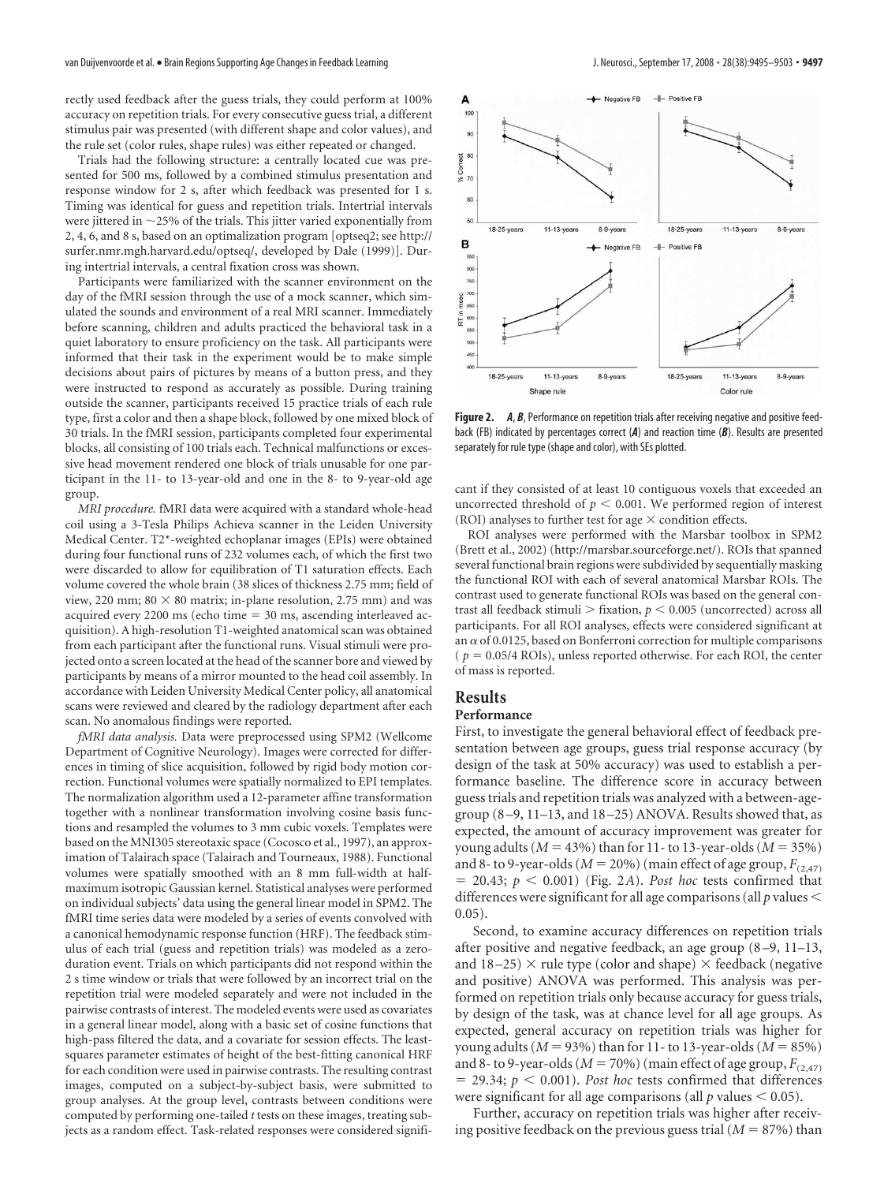rectly used feedback after the guess trials, they could perform at 100% accuracy on repetition trials. For every consecutive guess trial, a different stimulus pair was presented (with different shape and color values), and the rule set (color rules, shape rules) was either repeated or changed.

Trials had the following structure: a centrally located cue was presented for 500 ms, followed by a combined stimulus presentation and response window for 2 s, after which feedback was presented for 1 s. Timing was identical for guess and repetition trials. Intertrial intervals were jittered in ~25% of the trials. This jitter varied exponentially from 2, 4, 6, and 8 s, based on an optimalization program [optseq2; see http://surfer.nmr.mgh.harvard.edu/optseq/, developed by Dale (1999)]. During intertrial intervals, a central fixation cross was shown.

Participants were familiarized with the scanner environment on the day of the fMRI session through the use of a mock scanner, which simulated the sounds and environment of a real MRI scanner. Immediately before scanning, children and adults practiced the behavioral task in a quiet laboratory to ensure proficiency on the task. All participants were informed that their task in the experiment would be to make simple decisions about pairs of pictures by means of a button press, and they were instructed to respond as accurately as possible. During training outside the scanner, participants received 15 practice trials of each rule type, first a color and then a shape block, followed by one mixed block of 30 trials. In the fMRI session, participants completed four experimental blocks, all consisting of 100 trials each. Technical malfunctions or excessive head movement rendered one block of trials unusable for one participant in the 11- to 13-year-old and one in the 8- to 9-year-old age group.

*MRI procedure.* fMRI data were acquired with a standard whole-head coil using a 3-Tesla Philips Achieva scanner in the Leiden University Medical Center. T2*-weighted echoplanar images (EPIs) were obtained during four functional runs of 232 volumes each, of which the first two were discarded to allow for equilibration of T1 saturation effects. Each volume covered the whole brain (38 slices of thickness 2.75 mm; field of view, 220 mm; 80 × 80 matrix; in-plane resolution, 2.75 mm) and was acquired every 2200 ms (echo time = 30 ms, ascending interleaved acquisition). A high-resolution T1-weighted anatomical scan was obtained from each participant after the functional runs. Visual stimuli were projected onto a screen located at the head of the scanner bore and viewed by participants by means of a mirror mounted to the head coil assembly. In accordance with Leiden University Medical Center policy, all anatomical scans were reviewed and cleared by the radiology department after each scan. No anomalous findings were reported.

*fMRI data analysis.* Data were preprocessed using SPM2 (Wellcome Department of Cognitive Neurology). Images were corrected for differences in timing of slice acquisition, followed by rigid body motion correction. Functional volumes were spatially normalized to EPI templates. The normalization algorithm used a 12-parameter affine transformation together with a nonlinear transformation involving cosine basis functions and resampled the volumes to 3 mm cubic voxels. Templates were based on the MNI305 stereotaxic space (Cocosco et al., 1997), an approximation of Talairach space (Talairach and Tourneaux, 1988). Functional volumes were spatially smoothed with an 8 mm full-width at half-maximum isotropic Gaussian kernel. Statistical analyses were performed on individual subjects' data using the general linear model in SPM2. The fMRI time series data were modeled by a series of events convolved with a canonical hemodynamic response function (HRF). The feedback stimulus of each trial (guess and repetition trials) was modeled as a zero-duration event. Trials on which participants did not respond within the 2 s time window or trials that were followed by an incorrect trial on the repetition trial were modeled separately and were not included in the pairwise contrasts of interest. The modeled events were used as covariates in a general linear model, along with a basic set of cosine functions that high-pass filtered the data, and a covariate for session effects. The least-squares parameter estimates of height of the best-fitting canonical HRF for each condition were used in pairwise contrasts. The resulting contrast images, computed on a subject-by-subject basis, were submitted to group analyses. At the group level, contrasts between conditions were computed by performing one-tailed *t* tests on these images, treating subjects as a random effect. Task-related responses were considered significant if they consisted of at least 10 contiguous voxels that exceeded an uncorrected threshold of $p < 0.001$. We performed region of interest (ROI) analyses to further test for age × condition effects.

ROI analyses were performed with the Marsbar toolbox in SPM2 (Brett et al., 2002) (http://marsbar.sourceforge.net/). ROIs that spanned several functional brain regions were subdivided by sequentially masking the functional ROI with each of several anatomical Marsbar ROIs. The contrast used to generate functional ROIs was based on the general contrast all feedback stimuli > fixation, $p < 0.005$ (uncorrected) across all participants. For all ROI analyses, effects were considered significant at an $\alpha$ of 0.0125, based on Bonferroni correction for multiple comparisons ( $p = 0.05/4$ ROIs), unless reported otherwise. For each ROI, the center of mass is reported.

**Figure 2.** ***A***, ***B***, Performance on repetition trials after receiving negative and positive feedback (FB) indicated by percentages correct (***A***) and reaction time (***B***). Results are presented separately for rule type (shape and color), with SEs plotted.

## Results

### Performance

First, to investigate the general behavioral effect of feedback presentation between age groups, guess trial response accuracy (by design of the task at 50% accuracy) was used to establish a performance baseline. The difference score in accuracy between guess trials and repetition trials was analyzed with a between-age-group (8–9, 11–13, and 18–25) ANOVA. Results showed that, as expected, the amount of accuracy improvement was greater for young adults ($M = 43\%$) than for 11- to 13-year-olds ($M = 35\%$) and 8- to 9-year-olds ($M = 20\%$) (main effect of age group, $F_{(2,47)} = 20.43$; $p < 0.001$) (Fig. 2*A*). *Post hoc* tests confirmed that differences were significant for all age comparisons (all *p* values < 0.05).

Second, to examine accuracy differences on repetition trials after positive and negative feedback, an age group (8–9, 11–13, and 18–25) × rule type (color and shape) × feedback (negative and positive) ANOVA was performed. This analysis was performed on repetition trials only because accuracy for guess trials, by design of the task, was at chance level for all age groups. As expected, general accuracy on repetition trials was higher for young adults ($M = 93\%$) than for 11- to 13-year-olds ($M = 85\%$) and 8- to 9-year-olds ($M = 70\%$) (main effect of age group, $F_{(2,47)} = 29.34$; $p < 0.001$). *Post hoc* tests confirmed that differences were significant for all age comparisons (all *p* values < 0.05).

Further, accuracy on repetition trials was higher after receiving positive feedback on the previous guess trial ($M = 87\%$) than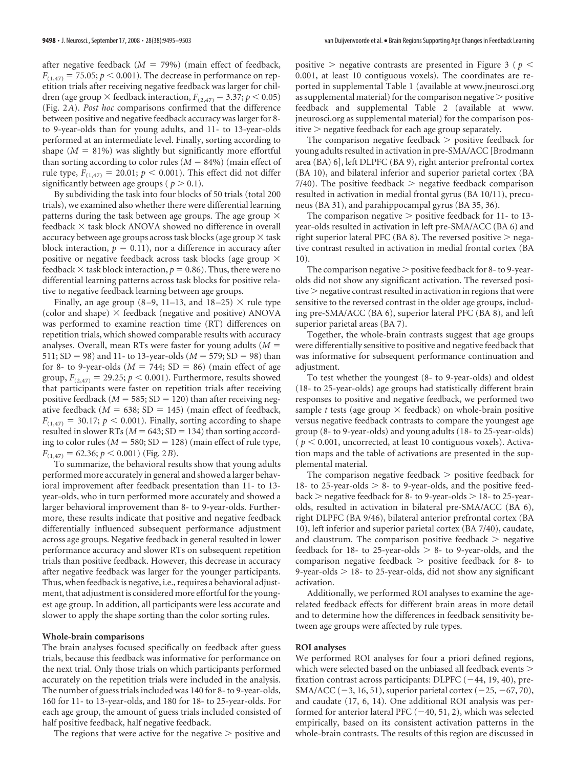after negative feedback ($M$ = 79%) (main effect of feedback, $F_{(1,47)} = 75.05$; $p < 0.001$). The decrease in performance on repetition trials after receiving negative feedback was larger for children (age group × feedback interaction, $F_{(2,47)} = 3.37$; $p < 0.05$) (Fig. 2*A*). *Post hoc* comparisons confirmed that the difference between positive and negative feedback accuracy was larger for 8- to 9-year-olds than for young adults, and 11- to 13-year-olds performed at an intermediate level. Finally, sorting according to shape ($M$ = 81%) was slightly but significantly more effortful than sorting according to color rules ($M$ = 84%) (main effect of rule type, $F_{(1,47)} = 20.01$; $p < 0.001$). This effect did not differ significantly between age groups ( $p > 0.1$).

By subdividing the task into four blocks of 50 trials (total 200 trials), we examined also whether there were differential learning patterns during the task between age groups. The age group × feedback × task block ANOVA showed no difference in overall accuracy between age groups across task blocks (age group × task block interaction, $p = 0.11$), nor a difference in accuracy after positive or negative feedback across task blocks (age group × feedback × task block interaction, $p = 0.86$). Thus, there were no differential learning patterns across task blocks for positive relative to negative feedback learning between age groups.

Finally, an age group (8–9, 11–13, and 18–25) × rule type (color and shape) × feedback (negative and positive) ANOVA was performed to examine reaction time (RT) differences on repetition trials, which showed comparable results with accuracy analyses. Overall, mean RTs were faster for young adults ($M$ = 511; SD = 98) and 11- to 13-year-olds ($M$ = 579; SD = 98) than for 8- to 9-year-olds ($M$ = 744; SD = 86) (main effect of age group, $F_{(2,47)} = 29.25$; $p < 0.001$). Furthermore, results showed that participants were faster on repetition trials after receiving positive feedback ($M$ = 585; SD = 120) than after receiving negative feedback ($M$ = 638; SD = 145) (main effect of feedback, $F_{(1,47)} = 30.17$; $p < 0.001$). Finally, sorting according to shape resulted in slower RTs ($M$ = 643; SD = 134) than sorting according to color rules ($M$ = 580; SD = 128) (main effect of rule type, $F_{(1,47)} = 62.36$; $p < 0.001$) (Fig. 2*B*).

To summarize, the behavioral results show that young adults performed more accurately in general and showed a larger behavioral improvement after feedback presentation than 11- to 13-year-olds, who in turn performed more accurately and showed a larger behavioral improvement than 8- to 9-year-olds. Furthermore, these results indicate that positive and negative feedback differentially influenced subsequent performance adjustment across age groups. Negative feedback in general resulted in lower performance accuracy and slower RTs on subsequent repetition trials than positive feedback. However, this decrease in accuracy after negative feedback was larger for the younger participants. Thus, when feedback is negative, i.e., requires a behavioral adjustment, that adjustment is considered more effortful for the youngest age group. In addition, all participants were less accurate and slower to apply the shape sorting than the color sorting rules.

### Whole-brain comparisons

The brain analyses focused specifically on feedback after guess trials, because this feedback was informative for performance on the next trial. Only those trials on which participants performed accurately on the repetition trials were included in the analysis. The number of guess trials included was 140 for 8- to 9-year-olds, 160 for 11- to 13-year-olds, and 180 for 18- to 25-year-olds. For each age group, the amount of guess trials included consisted of half positive feedback, half negative feedback.

The regions that were active for the negative > positive and positive > negative contrasts are presented in Figure 3 ( $p < 0.001$, at least 10 contiguous voxels). The coordinates are reported in supplemental Table 1 (available at www.jneurosci.org as supplemental material) for the comparison negative > positive feedback and supplemental Table 2 (available at www.jneurosci.org as supplemental material) for the comparison positive > negative feedback for each age group separately.

The comparison negative feedback > positive feedback for young adults resulted in activation in pre-SMA/ACC [Brodmann area (BA) 6], left DLPFC (BA 9), right anterior prefrontal cortex (BA 10), and bilateral inferior and superior parietal cortex (BA 7/40). The positive feedback > negative feedback comparison resulted in activation in medial frontal gyrus (BA 10/11), precuneus (BA 31), and parahippocampal gyrus (BA 35, 36).

The comparison negative > positive feedback for 11- to 13-year-olds resulted in activation in left pre-SMA/ACC (BA 6) and right superior lateral PFC (BA 8). The reversed positive > negative contrast resulted in activation in medial frontal cortex (BA 10).

The comparison negative > positive feedback for 8- to 9-year-olds did not show any significant activation. The reversed positive > negative contrast resulted in activation in regions that were sensitive to the reversed contrast in the older age groups, including pre-SMA/ACC (BA 6), superior lateral PFC (BA 8), and left superior parietal areas (BA 7).

Together, the whole-brain contrasts suggest that age groups were differentially sensitive to positive and negative feedback that was informative for subsequent performance continuation and adjustment.

To test whether the youngest (8- to 9-year-olds) and oldest (18- to 25-year-olds) age groups had statistically different brain responses to positive and negative feedback, we performed two sample $t$ tests (age group × feedback) on whole-brain positive versus negative feedback contrasts to compare the youngest age group (8- to 9-year-olds) and young adults (18- to 25-year-olds) ( $p < 0.001$, uncorrected, at least 10 contiguous voxels). Activation maps and the table of activations are presented in the supplemental material.

The comparison negative feedback > positive feedback for 18- to 25-year-olds > 8- to 9-year-olds, and the positive feedback > negative feedback for 8- to 9-year-olds > 18- to 25-year-olds, resulted in activation in bilateral pre-SMA/ACC (BA 6), right DLPFC (BA 9/46), bilateral anterior prefrontal cortex (BA 10), left inferior and superior parietal cortex (BA 7/40), caudate, and claustrum. The comparison positive feedback > negative feedback for 18- to 25-year-olds > 8- to 9-year-olds, and the comparison negative feedback > positive feedback for 8- to 9-year-olds > 18- to 25-year-olds, did not show any significant activation.

Additionally, we performed ROI analyses to examine the age-related feedback effects for different brain areas in more detail and to determine how the differences in feedback sensitivity between age groups were affected by rule types.

### ROI analyses

We performed ROI analyses for four a priori defined regions, which were selected based on the unbiased all feedback events > fixation contrast across participants: DLPFC (−44, 19, 40), pre-SMA/ACC (−3, 16, 51), superior parietal cortex (−25, −67, 70), and caudate (17, 6, 14). One additional ROI analysis was performed for anterior lateral PFC (−40, 51, 2), which was selected empirically, based on its consistent activation patterns in the whole-brain contrasts. The results of this region are discussed in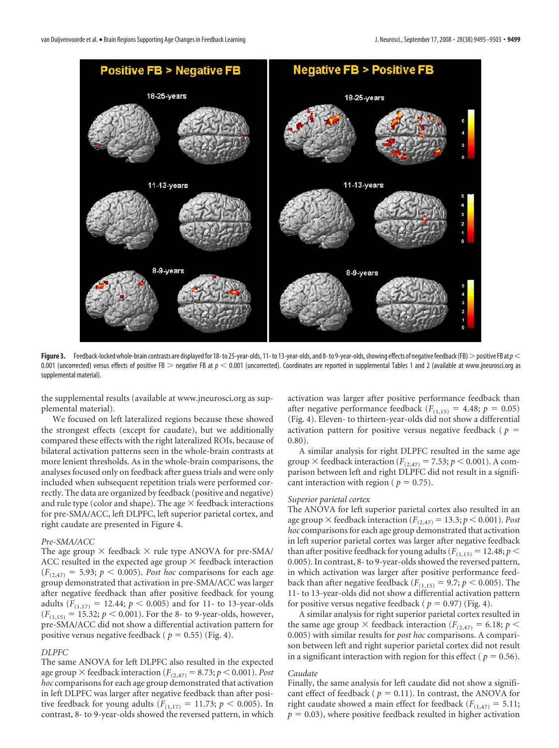Figure 3. Feedback-locked whole-brain contrasts are displayed for 18- to 25-year-olds, 11- to 13-year-olds, and 8- to 9-year-olds, showing effects of negative feedback (FB) > positive FB at $p < 0.001$ (uncorrected) versus effects of positive FB > negative FB at $p < 0.001$ (uncorrected). Coordinates are reported in supplemental Tables 1 and 2 (available at www.jneurosci.org as supplemental material).

the supplemental results (available at www.jneurosci.org as supplemental material).

We focused on left lateralized regions because these showed the strongest effects (except for caudate), but we additionally compared these effects with the right lateralized ROIs, because of bilateral activation patterns seen in the whole-brain contrasts at more lenient thresholds. As in the whole-brain comparisons, the analyses focused only on feedback after guess trials and were only included when subsequent repetition trials were performed correctly. The data are organized by feedback (positive and negative) and rule type (color and shape). The age × feedback interactions for pre-SMA/ACC, left DLPFC, left superior parietal cortex, and right caudate are presented in Figure 4.

*Pre-SMA/ACC*

The age group × feedback × rule type ANOVA for pre-SMA/ACC resulted in the expected age group × feedback interaction ($F_{(2,47)} = 5.93$; $p < 0.005$). *Post hoc* comparisons for each age group demonstrated that activation in pre-SMA/ACC was larger after negative feedback than after positive feedback for young adults ($F_{(1,17)} = 12.44$; $p < 0.005$) and for 11- to 13-year-olds ($F_{(1,15)} = 15.32$; $p < 0.001$). For the 8- to 9-year-olds, however, pre-SMA/ACC did not show a differential activation pattern for positive versus negative feedback ($p = 0.55$) (Fig. 4).

*DLPFC*

The same ANOVA for left DLPFC also resulted in the expected age group × feedback interaction ($F_{(2,47)} = 8.73$; $p < 0.001$). *Post hoc* comparisons for each age group demonstrated that activation in left DLPFC was larger after negative feedback than after positive feedback for young adults ($F_{(1,17)} = 11.73$; $p < 0.005$). In contrast, 8- to 9-year-olds showed the reversed pattern, in which activation was larger after positive performance feedback than after negative performance feedback ($F_{(1,15)} = 4.48$; $p = 0.05$) (Fig. 4). Eleven- to thirteen-year-olds did not show a differential activation pattern for positive versus negative feedback ($p = 0.80$).

A similar analysis for right DLPFC resulted in the same age group × feedback interaction ($F_{(2,47)} = 7.53$; $p < 0.001$). A comparison between left and right DLPFC did not result in a significant interaction with region ($p = 0.75$).

*Superior parietal cortex*

The ANOVA for left superior parietal cortex also resulted in an age group × feedback interaction ($F_{(2,47)} = 13.3$; $p < 0.001$). *Post hoc* comparisons for each age group demonstrated that activation in left superior parietal cortex was larger after negative feedback than after positive feedback for young adults ($F_{(1,15)} = 12.48$; $p < 0.005$). In contrast, 8- to 9-year-olds showed the reversed pattern, in which activation was larger after positive performance feedback than after negative performance feedback ($F_{(1,15)} = 9.7$; $p < 0.005$). The 11- to 13-year-olds did not show a differential activation pattern for positive versus negative feedback ($p = 0.97$) (Fig. 4).

A similar analysis for right superior parietal cortex resulted in the same age group × feedback interaction ($F_{(2,47)} = 6.18$; $p < 0.005$) with similar results for *post hoc* comparisons. A comparison between left and right superior parietal cortex did not result in a significant interaction with region for this effect ($p = 0.56$).

*Caudate*

Finally, the same analysis for left caudate did not show a significant effect of feedback ($p = 0.11$). In contrast, the ANOVA for right caudate showed a main effect for feedback ($F_{(1,47)} = 5.11$; $p = 0.03$), where positive feedback resulted in higher activation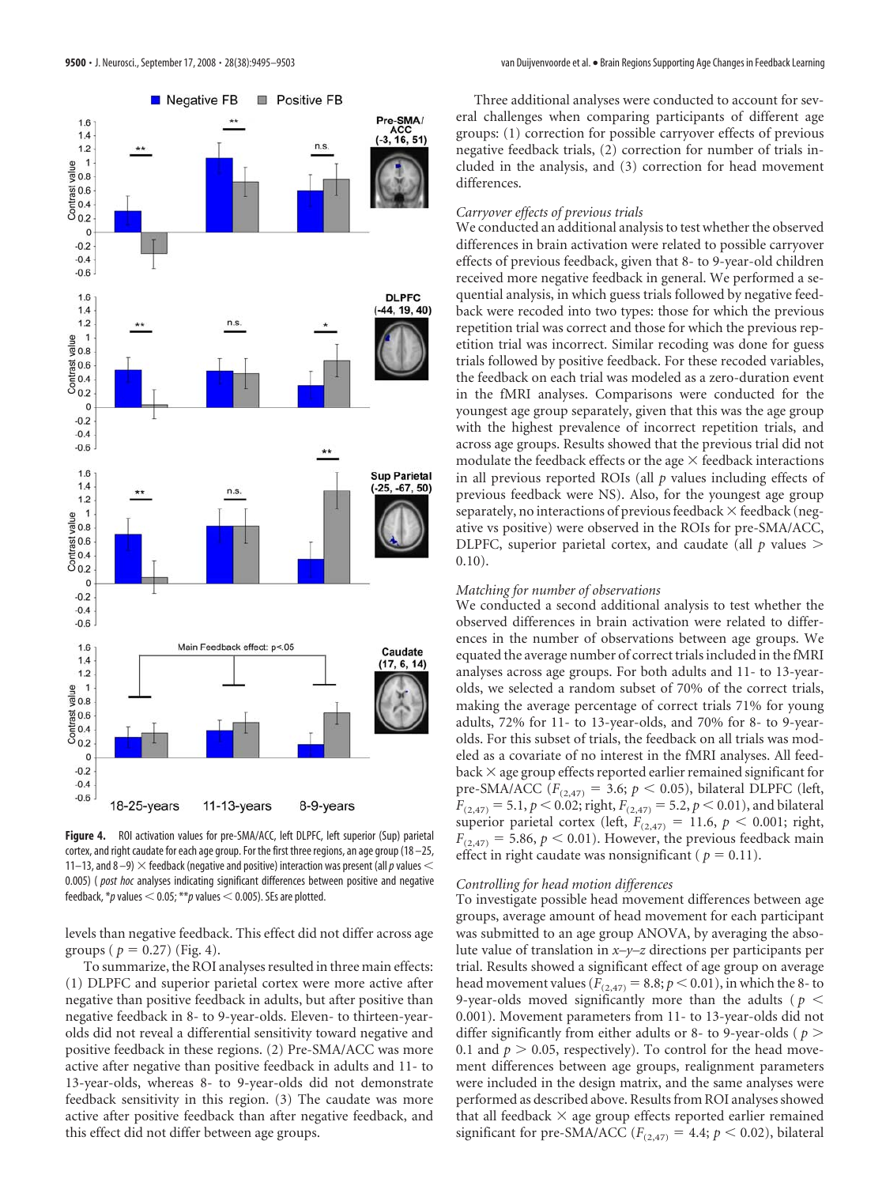Figure 4. ROI activation values for pre-SMA/ACC, left DLPFC, left superior (Sup) parietal cortex, and right caudate for each age group. For the first three regions, an age group (18–25, 11–13, and 8–9) × feedback (negative and positive) interaction was present (all $p$ values < 0.005) (*post hoc* analyses indicating significant differences between positive and negative feedback, \*$p$ values < 0.05; \*\*$p$ values < 0.005). SEs are plotted.

levels than negative feedback. This effect did not differ across age groups ($p = 0.27$) (Fig. 4).

To summarize, the ROI analyses resulted in three main effects: (1) DLPFC and superior parietal cortex were more active after negative than positive feedback in adults, but after positive than negative feedback in 8- to 9-year-olds. Eleven- to thirteen-year-olds did not reveal a differential sensitivity toward negative and positive feedback in these regions. (2) Pre-SMA/ACC was more active after negative than positive feedback in adults and 11- to 13-year-olds, whereas 8- to 9-year-olds did not demonstrate feedback sensitivity in this region. (3) The caudate was more active after positive feedback than after negative feedback, and this effect did not differ between age groups.

Three additional analyses were conducted to account for several challenges when comparing participants of different age groups: (1) correction for possible carryover effects of previous negative feedback trials, (2) correction for number of trials included in the analysis, and (3) correction for head movement differences.

*Carryover effects of previous trials*

We conducted an additional analysis to test whether the observed differences in brain activation were related to possible carryover effects of previous feedback, given that 8- to 9-year-old children received more negative feedback in general. We performed a sequential analysis, in which guess trials followed by negative feedback were recoded into two types: those for which the previous repetition trial was correct and those for which the previous repetition trial was incorrect. Similar recoding was done for guess trials followed by positive feedback. For these recoded variables, the feedback on each trial was modeled as a zero-duration event in the fMRI analyses. Comparisons were conducted for the youngest age group separately, given that this was the age group with the highest prevalence of incorrect repetition trials, and across age groups. Results showed that the previous trial did not modulate the feedback effects or the age × feedback interactions in all previous reported ROIs (all $p$ values including effects of previous feedback were NS). Also, for the youngest age group separately, no interactions of previous feedback × feedback (negative vs positive) were observed in the ROIs for pre-SMA/ACC, DLPFC, superior parietal cortex, and caudate (all $p$ values > 0.10).

*Matching for number of observations*

We conducted a second additional analysis to test whether the observed differences in brain activation were related to differences in the number of observations between age groups. We equated the average number of correct trials included in the fMRI analyses across age groups. For both adults and 11- to 13-year-olds, we selected a random subset of 70% of the correct trials, making the average percentage of correct trials 71% for young adults, 72% for 11- to 13-year-olds, and 70% for 8- to 9-year-olds. For this subset of trials, the feedback on all trials was modeled as a covariate of no interest in the fMRI analyses. All feedback × age group effects reported earlier remained significant for pre-SMA/ACC ($F_{(2,47)} = 3.6$; $p < 0.05$), bilateral DLPFC (left, $F_{(2,47)} = 5.1$, $p < 0.02$; right, $F_{(2,47)} = 5.2$, $p < 0.01$), and bilateral superior parietal cortex (left, $F_{(2,47)} = 11.6$, $p < 0.001$; right, $F_{(2,47)} = 5.86$, $p < 0.01$). However, the previous feedback main effect in right caudate was nonsignificant ($p = 0.11$).

*Controlling for head motion differences*

To investigate possible head movement differences between age groups, average amount of head movement for each participant was submitted to an age group ANOVA, by averaging the absolute value of translation in $x$–$y$–$z$ directions per participants per trial. Results showed a significant effect of age group on average head movement values ($F_{(2,47)} = 8.8$; $p < 0.01$), in which the 8- to 9-year-olds moved significantly more than the adults ($p < 0.001$). Movement parameters from 11- to 13-year-olds did not differ significantly from either adults or 8- to 9-year-olds ($p > 0.1$ and $p > 0.05$, respectively). To control for the head movement differences between age groups, realignment parameters were included in the design matrix, and the same analyses were performed as described above. Results from ROI analyses showed that all feedback × age group effects reported earlier remained significant for pre-SMA/ACC ($F_{(2,47)} = 4.4$; $p < 0.02$), bilateral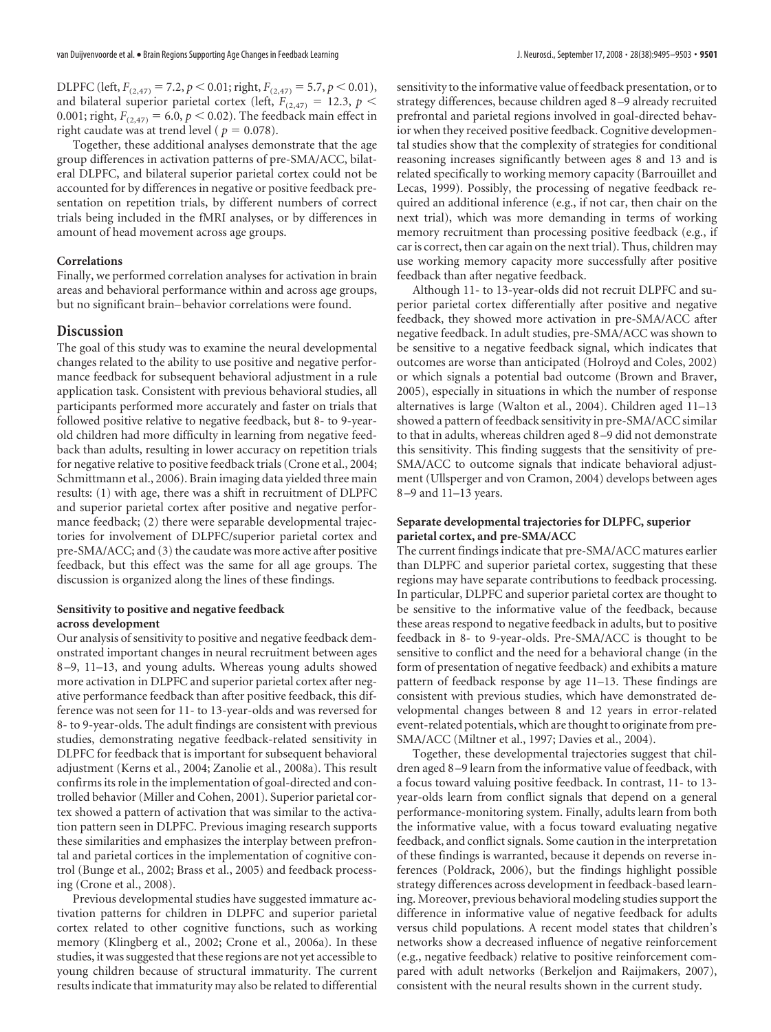DLPFC (left, $F_{(2,47)} = 7.2, p < 0.01$; right, $F_{(2,47)} = 5.7, p < 0.01$), and bilateral superior parietal cortex (left, $F_{(2,47)} = 12.3, p < 0.001$; right, $F_{(2,47)} = 6.0, p < 0.02$). The feedback main effect in right caudate was at trend level ($p = 0.078$).

Together, these additional analyses demonstrate that the age group differences in activation patterns of pre-SMA/ACC, bilateral DLPFC, and bilateral superior parietal cortex could not be accounted for by differences in negative or positive feedback presentation on repetition trials, by different numbers of correct trials being included in the fMRI analyses, or by differences in amount of head movement across age groups.

#### Correlations

Finally, we performed correlation analyses for activation in brain areas and behavioral performance within and across age groups, but no significant brain–behavior correlations were found.

## Discussion

The goal of this study was to examine the neural developmental changes related to the ability to use positive and negative performance feedback for subsequent behavioral adjustment in a rule application task. Consistent with previous behavioral studies, all participants performed more accurately and faster on trials that followed positive relative to negative feedback, but 8- to 9-year-old children had more difficulty in learning from negative feedback than adults, resulting in lower accuracy on repetition trials for negative relative to positive feedback trials (Crone et al., 2004; Schmittmann et al., 2006). Brain imaging data yielded three main results: (1) with age, there was a shift in recruitment of DLPFC and superior parietal cortex after positive and negative performance feedback; (2) there were separable developmental trajectories for involvement of DLPFC/superior parietal cortex and pre-SMA/ACC; and (3) the caudate was more active after positive feedback, but this effect was the same for all age groups. The discussion is organized along the lines of these findings.

#### Sensitivity to positive and negative feedback across development

Our analysis of sensitivity to positive and negative feedback demonstrated important changes in neural recruitment between ages 8–9, 11–13, and young adults. Whereas young adults showed more activation in DLPFC and superior parietal cortex after negative performance feedback than after positive feedback, this difference was not seen for 11- to 13-year-olds and was reversed for 8- to 9-year-olds. The adult findings are consistent with previous studies, demonstrating negative feedback-related sensitivity in DLPFC for feedback that is important for subsequent behavioral adjustment (Kerns et al., 2004; Zanolie et al., 2008a). This result confirms its role in the implementation of goal-directed and controlled behavior (Miller and Cohen, 2001). Superior parietal cortex showed a pattern of activation that was similar to the activation pattern seen in DLPFC. Previous imaging research supports these similarities and emphasizes the interplay between prefrontal and parietal cortices in the implementation of cognitive control (Bunge et al., 2002; Brass et al., 2005) and feedback processing (Crone et al., 2008).

Previous developmental studies have suggested immature activation patterns for children in DLPFC and superior parietal cortex related to other cognitive functions, such as working memory (Klingberg et al., 2002; Crone et al., 2006a). In these studies, it was suggested that these regions are not yet accessible to young children because of structural immaturity. The current results indicate that immaturity may also be related to differential sensitivity to the informative value of feedback presentation, or to strategy differences, because children aged 8–9 already recruited prefrontal and parietal regions involved in goal-directed behavior when they received positive feedback. Cognitive developmental studies show that the complexity of strategies for conditional reasoning increases significantly between ages 8 and 13 and is related specifically to working memory capacity (Barrouillet and Lecas, 1999). Possibly, the processing of negative feedback required an additional inference (e.g., if not car, then chair on the next trial), which was more demanding in terms of working memory recruitment than processing positive feedback (e.g., if car is correct, then car again on the next trial). Thus, children may use working memory capacity more successfully after positive feedback than after negative feedback.

Although 11- to 13-year-olds did not recruit DLPFC and superior parietal cortex differentially after positive and negative feedback, they showed more activation in pre-SMA/ACC after negative feedback. In adult studies, pre-SMA/ACC was shown to be sensitive to a negative feedback signal, which indicates that outcomes are worse than anticipated (Holroyd and Coles, 2002) or which signals a potential bad outcome (Brown and Braver, 2005), especially in situations in which the number of response alternatives is large (Walton et al., 2004). Children aged 11–13 showed a pattern of feedback sensitivity in pre-SMA/ACC similar to that in adults, whereas children aged 8–9 did not demonstrate this sensitivity. This finding suggests that the sensitivity of pre-SMA/ACC to outcome signals that indicate behavioral adjustment (Ullsperger and von Cramon, 2004) develops between ages 8–9 and 11–13 years.

#### Separate developmental trajectories for DLPFC, superior parietal cortex, and pre-SMA/ACC

The current findings indicate that pre-SMA/ACC matures earlier than DLPFC and superior parietal cortex, suggesting that these regions may have separate contributions to feedback processing. In particular, DLPFC and superior parietal cortex are thought to be sensitive to the informative value of the feedback, because these areas respond to negative feedback in adults, but to positive feedback in 8- to 9-year-olds. Pre-SMA/ACC is thought to be sensitive to conflict and the need for a behavioral change (in the form of presentation of negative feedback) and exhibits a mature pattern of feedback response by age 11–13. These findings are consistent with previous studies, which have demonstrated developmental changes between 8 and 12 years in error-related event-related potentials, which are thought to originate from pre-SMA/ACC (Miltner et al., 1997; Davies et al., 2004).

Together, these developmental trajectories suggest that children aged 8–9 learn from the informative value of feedback, with a focus toward valuing positive feedback. In contrast, 11- to 13-year-olds learn from conflict signals that depend on a general performance-monitoring system. Finally, adults learn from both the informative value, with a focus toward evaluating negative feedback, and conflict signals. Some caution in the interpretation of these findings is warranted, because it depends on reverse inferences (Poldrack, 2006), but the findings highlight possible strategy differences across development in feedback-based learning. Moreover, previous behavioral modeling studies support the difference in informative value of negative feedback for adults versus child populations. A recent model states that children's networks show a decreased influence of negative reinforcement (e.g., negative feedback) relative to positive reinforcement compared with adult networks (Berkeljon and Raijmakers, 2007), consistent with the neural results shown in the current study.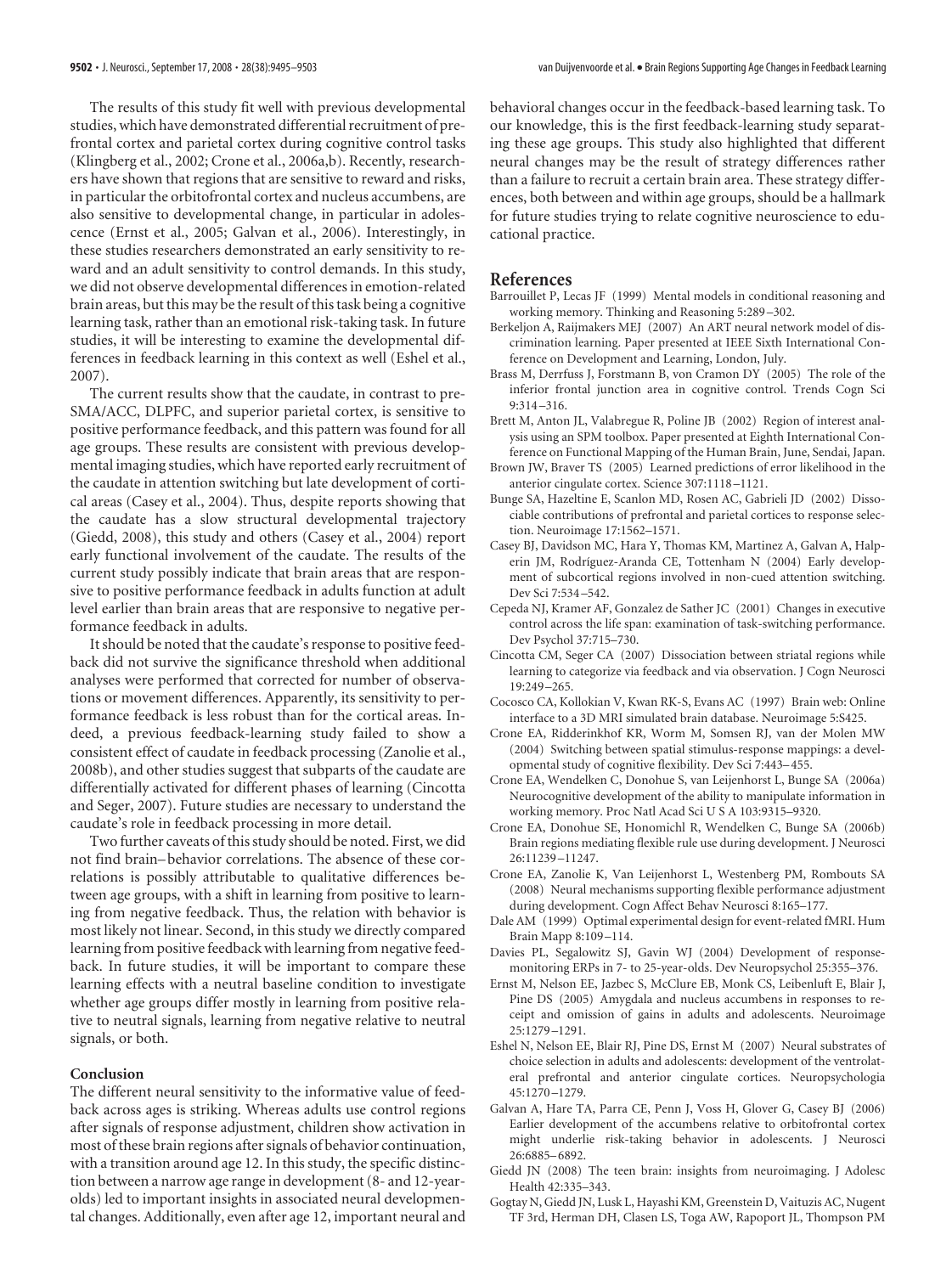The results of this study fit well with previous developmental studies, which have demonstrated differential recruitment of prefrontal cortex and parietal cortex during cognitive control tasks (Klingberg et al., 2002; Crone et al., 2006a,b). Recently, researchers have shown that regions that are sensitive to reward and risks, in particular the orbitofrontal cortex and nucleus accumbens, are also sensitive to developmental change, in particular in adolescence (Ernst et al., 2005; Galvan et al., 2006). Interestingly, in these studies researchers demonstrated an early sensitivity to reward and an adult sensitivity to control demands. In this study, we did not observe developmental differences in emotion-related brain areas, but this may be the result of this task being a cognitive learning task, rather than an emotional risk-taking task. In future studies, it will be interesting to examine the developmental differences in feedback learning in this context as well (Eshel et al., 2007).

The current results show that the caudate, in contrast to pre-SMA/ACC, DLPFC, and superior parietal cortex, is sensitive to positive performance feedback, and this pattern was found for all age groups. These results are consistent with previous developmental imaging studies, which have reported early recruitment of the caudate in attention switching but late development of cortical areas (Casey et al., 2004). Thus, despite reports showing that the caudate has a slow structural developmental trajectory (Giedd, 2008), this study and others (Casey et al., 2004) report early functional involvement of the caudate. The results of the current study possibly indicate that brain areas that are responsive to positive performance feedback in adults function at adult level earlier than brain areas that are responsive to negative performance feedback in adults.

It should be noted that the caudate's response to positive feedback did not survive the significance threshold when additional analyses were performed that corrected for number of observations or movement differences. Apparently, its sensitivity to performance feedback is less robust than for the cortical areas. Indeed, a previous feedback-learning study failed to show a consistent effect of caudate in feedback processing (Zanolie et al., 2008b), and other studies suggest that subparts of the caudate are differentially activated for different phases of learning (Cincotta and Seger, 2007). Future studies are necessary to understand the caudate's role in feedback processing in more detail.

Two further caveats of this study should be noted. First, we did not find brain–behavior correlations. The absence of these correlations is possibly attributable to qualitative differences between age groups, with a shift in learning from positive to learning from negative feedback. Thus, the relation with behavior is most likely not linear. Second, in this study we directly compared learning from positive feedback with learning from negative feedback. In future studies, it will be important to compare these learning effects with a neutral baseline condition to investigate whether age groups differ mostly in learning from positive relative to neutral signals, learning from negative relative to neutral signals, or both.

### Conclusion

The different neural sensitivity to the informative value of feedback across ages is striking. Whereas adults use control regions after signals of response adjustment, children show activation in most of these brain regions after signals of behavior continuation, with a transition around age 12. In this study, the specific distinction between a narrow age range in development (8- and 12-year-olds) led to important insights in associated neural developmental changes. Additionally, even after age 12, important neural and behavioral changes occur in the feedback-based learning task. To our knowledge, this is the first feedback-learning study separating these age groups. This study also highlighted that different neural changes may be the result of strategy differences rather than a failure to recruit a certain brain area. These strategy differences, both between and within age groups, should be a hallmark for future studies trying to relate cognitive neuroscience to educational practice.

## References

Barrouillet P, Lecas JF (1999) Mental models in conditional reasoning and working memory. Thinking and Reasoning 5:289–302.

Berkeljon A, Raijmakers MEJ (2007) An ART neural network model of discrimination learning. Paper presented at IEEE Sixth International Conference on Development and Learning, London, July.

Brass M, Derrfuss J, Forstmann B, von Cramon DY (2005) The role of the inferior frontal junction area in cognitive control. Trends Cogn Sci 9:314–316.

Brett M, Anton JL, Valabregue R, Poline JB (2002) Region of interest analysis using an SPM toolbox. Paper presented at Eighth International Conference on Functional Mapping of the Human Brain, June, Sendai, Japan.

Brown JW, Braver TS (2005) Learned predictions of error likelihood in the anterior cingulate cortex. Science 307:1118–1121.

Bunge SA, Hazeltine E, Scanlon MD, Rosen AC, Gabrieli JD (2002) Dissociable contributions of prefrontal and parietal cortices to response selection. Neuroimage 17:1562–1571.

Casey BJ, Davidson MC, Hara Y, Thomas KM, Martinez A, Galvan A, Halperin JM, Rodríguez-Aranda CE, Tottenham N (2004) Early development of subcortical regions involved in non-cued attention switching. Dev Sci 7:534–542.

Cepeda NJ, Kramer AF, Gonzalez de Sather JC (2001) Changes in executive control across the life span: examination of task-switching performance. Dev Psychol 37:715–730.

Cincotta CM, Seger CA (2007) Dissociation between striatal regions while learning to categorize via feedback and via observation. J Cogn Neurosci 19:249–265.

Cocosco CA, Kollokian V, Kwan RK-S, Evans AC (1997) Brain web: Online interface to a 3D MRI simulated brain database. Neuroimage 5:S425.

Crone EA, Ridderinkhof KR, Worm M, Somsen RJ, van der Molen MW (2004) Switching between spatial stimulus-response mappings: a developmental study of cognitive flexibility. Dev Sci 7:443–455.

Crone EA, Wendelken C, Donohue S, van Leijenhorst L, Bunge SA (2006a) Neurocognitive development of the ability to manipulate information in working memory. Proc Natl Acad Sci U S A 103:9315–9320.

Crone EA, Donohue SE, Honomichl R, Wendelken C, Bunge SA (2006b) Brain regions mediating flexible rule use during development. J Neurosci 26:11239–11247.

Crone EA, Zanolie K, Van Leijenhorst L, Westenberg PM, Rombouts SA (2008) Neural mechanisms supporting flexible performance adjustment during development. Cogn Affect Behav Neurosci 8:165–177.

Dale AM (1999) Optimal experimental design for event-related fMRI. Hum Brain Mapp 8:109–114.

Davies PL, Segalowitz SJ, Gavin WJ (2004) Development of response-monitoring ERPs in 7- to 25-year-olds. Dev Neuropsychol 25:355–376.

Ernst M, Nelson EE, Jazbec S, McClure EB, Monk CS, Leibenluft E, Blair J, Pine DS (2005) Amygdala and nucleus accumbens in responses to receipt and omission of gains in adults and adolescents. Neuroimage 25:1279–1291.

Eshel N, Nelson EE, Blair RJ, Pine DS, Ernst M (2007) Neural substrates of choice selection in adults and adolescents: development of the ventrolateral prefrontal and anterior cingulate cortices. Neuropsychologia 45:1270–1279.

Galvan A, Hare TA, Parra CE, Penn J, Voss H, Glover G, Casey BJ (2006) Earlier development of the accumbens relative to orbitofrontal cortex might underlie risk-taking behavior in adolescents. J Neurosci 26:6885–6892.

Giedd JN (2008) The teen brain: insights from neuroimaging. J Adolesc Health 42:335–343.

Gogtay N, Giedd JN, Lusk L, Hayashi KM, Greenstein D, Vaituzis AC, Nugent TF 3rd, Herman DH, Clasen LS, Toga AW, Rapoport JL, Thompson PM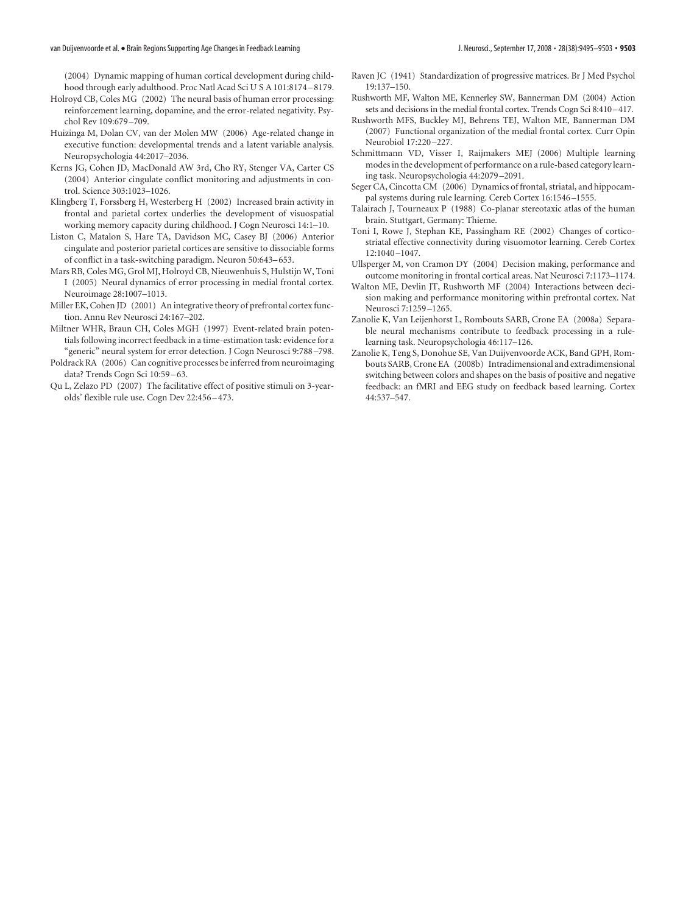(2004) Dynamic mapping of human cortical development during childhood through early adulthood. Proc Natl Acad Sci U S A 101:8174–8179.

Holroyd CB, Coles MG (2002) The neural basis of human error processing: reinforcement learning, dopamine, and the error-related negativity. Psychol Rev 109:679–709.

Huizinga M, Dolan CV, van der Molen MW (2006) Age-related change in executive function: developmental trends and a latent variable analysis. Neuropsychologia 44:2017–2036.

Kerns JG, Cohen JD, MacDonald AW 3rd, Cho RY, Stenger VA, Carter CS (2004) Anterior cingulate conflict monitoring and adjustments in control. Science 303:1023–1026.

Klingberg T, Forssberg H, Westerberg H (2002) Increased brain activity in frontal and parietal cortex underlies the development of visuospatial working memory capacity during childhood. J Cogn Neurosci 14:1–10.

Liston C, Matalon S, Hare TA, Davidson MC, Casey BJ (2006) Anterior cingulate and posterior parietal cortices are sensitive to dissociable forms of conflict in a task-switching paradigm. Neuron 50:643–653.

Mars RB, Coles MG, Grol MJ, Holroyd CB, Nieuwenhuis S, Hulstijn W, Toni I (2005) Neural dynamics of error processing in medial frontal cortex. Neuroimage 28:1007–1013.

Miller EK, Cohen JD (2001) An integrative theory of prefrontal cortex function. Annu Rev Neurosci 24:167–202.

Miltner WHR, Braun CH, Coles MGH (1997) Event-related brain potentials following incorrect feedback in a time-estimation task: evidence for a "generic" neural system for error detection. J Cogn Neurosci 9:788–798.

Poldrack RA (2006) Can cognitive processes be inferred from neuroimaging data? Trends Cogn Sci 10:59–63.

Qu L, Zelazo PD (2007) The facilitative effect of positive stimuli on 3-year-olds' flexible rule use. Cogn Dev 22:456–473.

Raven JC (1941) Standardization of progressive matrices. Br J Med Psychol 19:137–150.

Rushworth MF, Walton ME, Kennerley SW, Bannerman DM (2004) Action sets and decisions in the medial frontal cortex. Trends Cogn Sci 8:410–417.

Rushworth MFS, Buckley MJ, Behrens TEJ, Walton ME, Bannerman DM (2007) Functional organization of the medial frontal cortex. Curr Opin Neurobiol 17:220–227.

Schmittmann VD, Visser I, Raijmakers MEJ (2006) Multiple learning modes in the development of performance on a rule-based category learning task. Neuropsychologia 44:2079–2091.

Seger CA, Cincotta CM (2006) Dynamics of frontal, striatal, and hippocampal systems during rule learning. Cereb Cortex 16:1546–1555.

Talairach J, Tourneaux P (1988) Co-planar stereotaxic atlas of the human brain. Stuttgart, Germany: Thieme.

Toni I, Rowe J, Stephan KE, Passingham RE (2002) Changes of corticostriatal effective connectivity during visuomotor learning. Cereb Cortex 12:1040–1047.

Ullsperger M, von Cramon DY (2004) Decision making, performance and outcome monitoring in frontal cortical areas. Nat Neurosci 7:1173–1174.

Walton ME, Devlin JT, Rushworth MF (2004) Interactions between decision making and performance monitoring within prefrontal cortex. Nat Neurosci 7:1259–1265.

Zanolie K, Van Leijenhorst L, Rombouts SARB, Crone EA (2008a) Separable neural mechanisms contribute to feedback processing in a rule-learning task. Neuropsychologia 46:117–126.

Zanolie K, Teng S, Donohue SE, Van Duijvenvoorde ACK, Band GPH, Rombouts SARB, Crone EA (2008b) Intradimensional and extradimensional switching between colors and shapes on the basis of positive and negative feedback: an fMRI and EEG study on feedback based learning. Cortex 44:537–547.